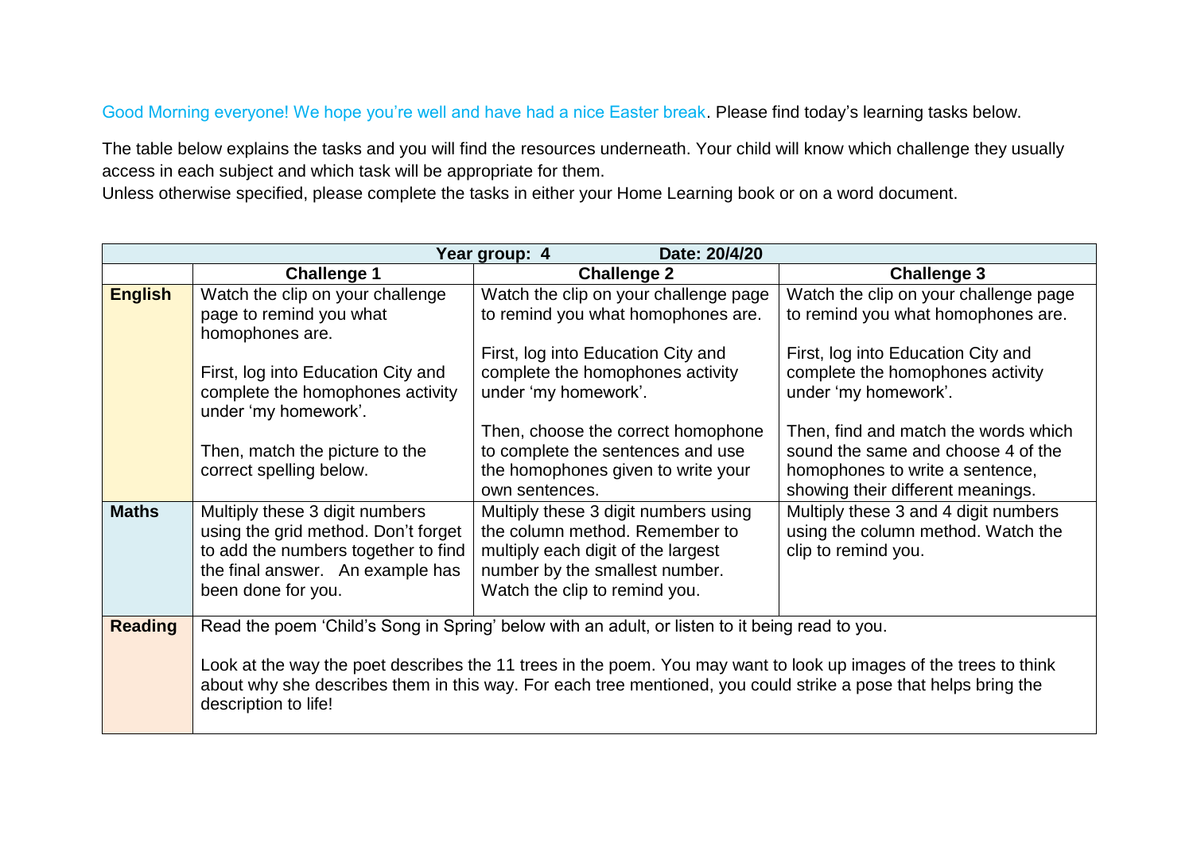Good Morning everyone! We hope you're well and have had a nice Easter break. Please find today's learning tasks below.

The table below explains the tasks and you will find the resources underneath. Your child will know which challenge they usually access in each subject and which task will be appropriate for them.
Unless otherwise specified, please complete the tasks in either your Home Learning book or on a word document.

| Year group: 4 Date: 20/4/20 | | | |
|---|---|---|---|
| | **Challenge 1** | **Challenge 2** | **Challenge 3** |
| **English** | Watch the clip on your challenge page to remind you what homophones are.<br><br>First, log into Education City and complete the homophones activity under 'my homework'.<br><br>Then, match the picture to the correct spelling below. | Watch the clip on your challenge page to remind you what homophones are.<br><br>First, log into Education City and complete the homophones activity under 'my homework'.<br><br>Then, choose the correct homophone to complete the sentences and use the homophones given to write your own sentences. | Watch the clip on your challenge page to remind you what homophones are.<br><br>First, log into Education City and complete the homophones activity under 'my homework'.<br><br>Then, find and match the words which sound the same and choose 4 of the homophones to write a sentence, showing their different meanings. |
| **Maths** | Multiply these 3 digit numbers using the grid method. Don't forget to add the numbers together to find the final answer. An example has been done for you. | Multiply these 3 digit numbers using the column method. Remember to multiply each digit of the largest number by the smallest number. Watch the clip to remind you. | Multiply these 3 and 4 digit numbers using the column method. Watch the clip to remind you. |
| **Reading** | Read the poem 'Child's Song in Spring' below with an adult, or listen to it being read to you.<br><br>Look at the way the poet describes the 11 trees in the poem. You may want to look up images of the trees to think about why she describes them in this way. For each tree mentioned, you could strike a pose that helps bring the description to life! | | |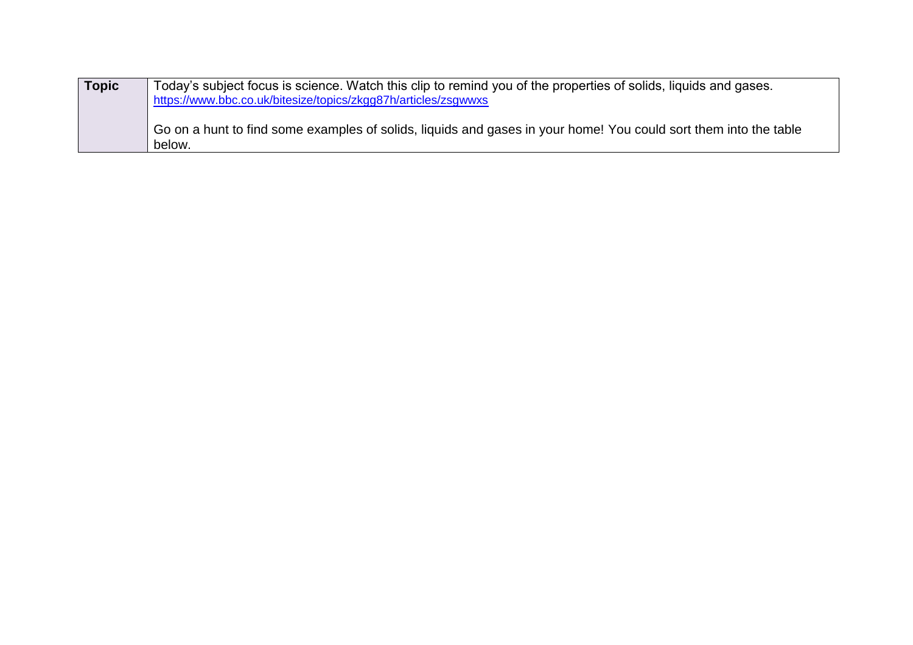| **Topic** | Today's subject focus is science. Watch this clip to remind you of the properties of solids, liquids and gases. [https://www.bbc.co.uk/bitesize/topics/zkgg87h/articles/zsgwwxs](https://www.bbc.co.uk/bitesize/topics/zkgg87h/articles/zsgwwxs)<br><br>Go on a hunt to find some examples of solids, liquids and gases in your home! You could sort them into the table below. |
|---|---|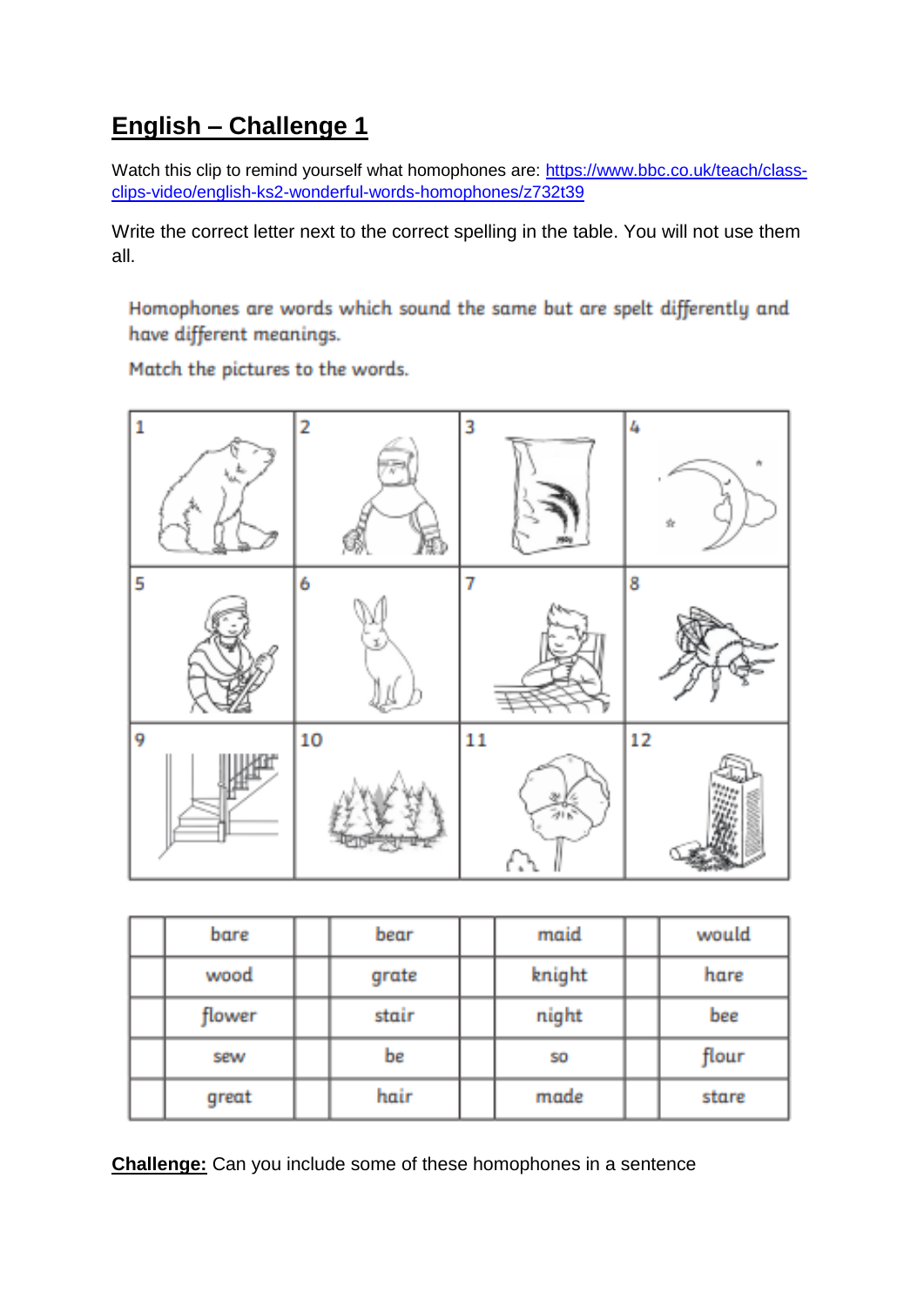# English – Challenge 1

Watch this clip to remind yourself what homophones are: https://www.bbc.co.uk/teach/class-clips-video/english-ks2-wonderful-words-homophones/z732t39

Write the correct letter next to the correct spelling in the table. You will not use them all.

Homophones are words which sound the same but are spelt differently and have different meanings.

Match the pictures to the words.

| 1 | 2 | 3 | 4 |
|---|---|---|---|
| 5 | 6 | 7 | 8 |
| 9 | 10 | 11 | 12 |

| | bare | | bear | | maid | | would |
|---|---|---|---|---|---|---|---|
| | wood | | grate | | knight | | hare |
| | flower | | stair | | night | | bee |
| | sew | | be | | so | | flour |
| | great | | hair | | made | | stare |

**Challenge:** Can you include some of these homophones in a sentence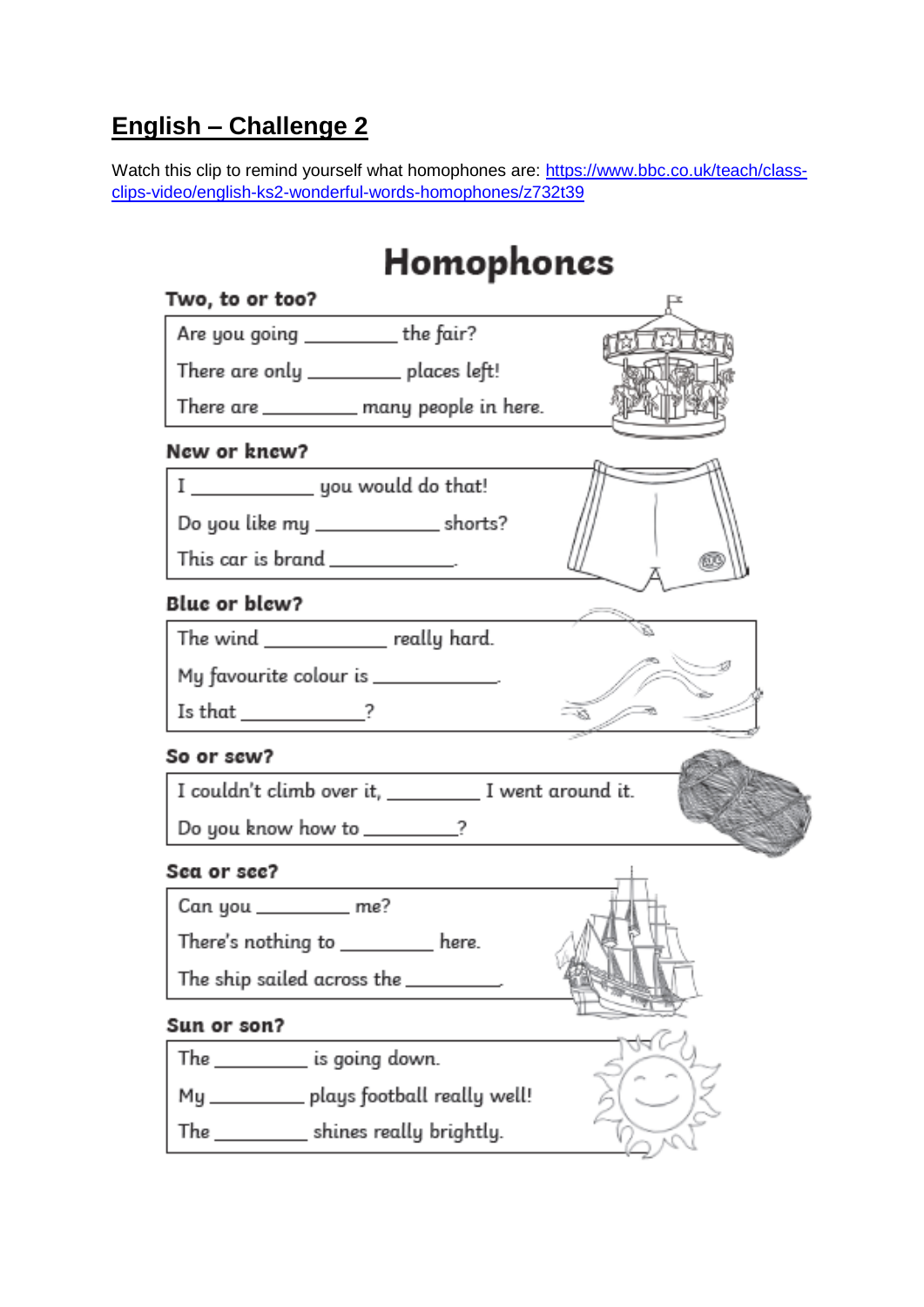# English – Challenge 2

Watch this clip to remind yourself what homophones are: [https://www.bbc.co.uk/teach/class-clips-video/english-ks2-wonderful-words-homophones/z732t39](https://www.bbc.co.uk/teach/class-clips-video/english-ks2-wonderful-words-homophones/z732t39)

## Homophones

### Two, to or too?

Are you going _________ the fair?

There are only _________ places left!

There are _________ many people in here.

### New or knew?

I ____________ you would do that!

Do you like my ____________ shorts?

This car is brand ____________.

### Blue or blew?

The wind ____________ really hard.

My favourite colour is ____________.

Is that ____________?

### So or sew?

I couldn't climb over it, _________ I went around it.

Do you know how to _________?

### Sea or see?

Can you _________ me?

There's nothing to _________ here.

The ship sailed across the _________.

### Sun or son?

The _________ is going down.

My _________ plays football really well!

The _________ shines really brightly.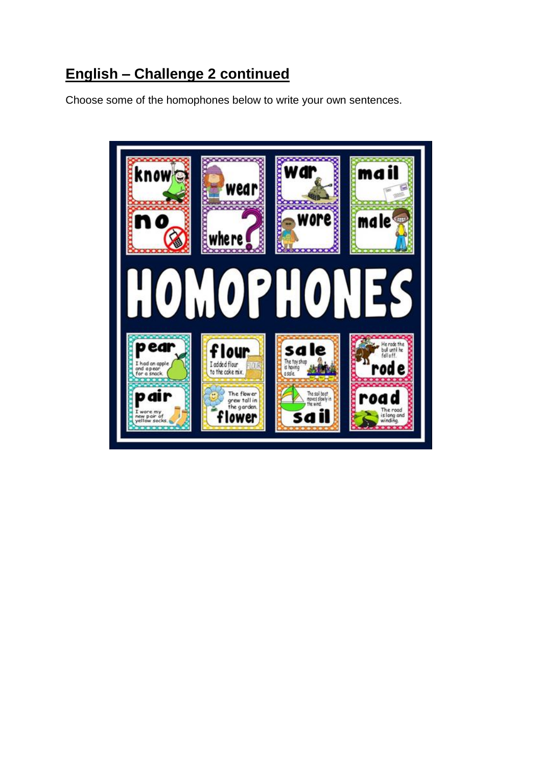## English – Challenge 2 continued

Choose some of the homophones below to write your own sentences.

**HOMOPHONES**

- know / no
- wear / where
- war / wore
- mail / male
- pear – I had an apple and a pear for a snack.
- pair – I wore my new pair of yellow socks.
- flour – I added flour to the cake mix.
- flower – The flower grew tall in the garden.
- sale – The toy shop is having a sale.
- sail – The sail boat moves slowly in the wind.
- rode – He rode the bull until he fell off.
- road – The road is long and winding.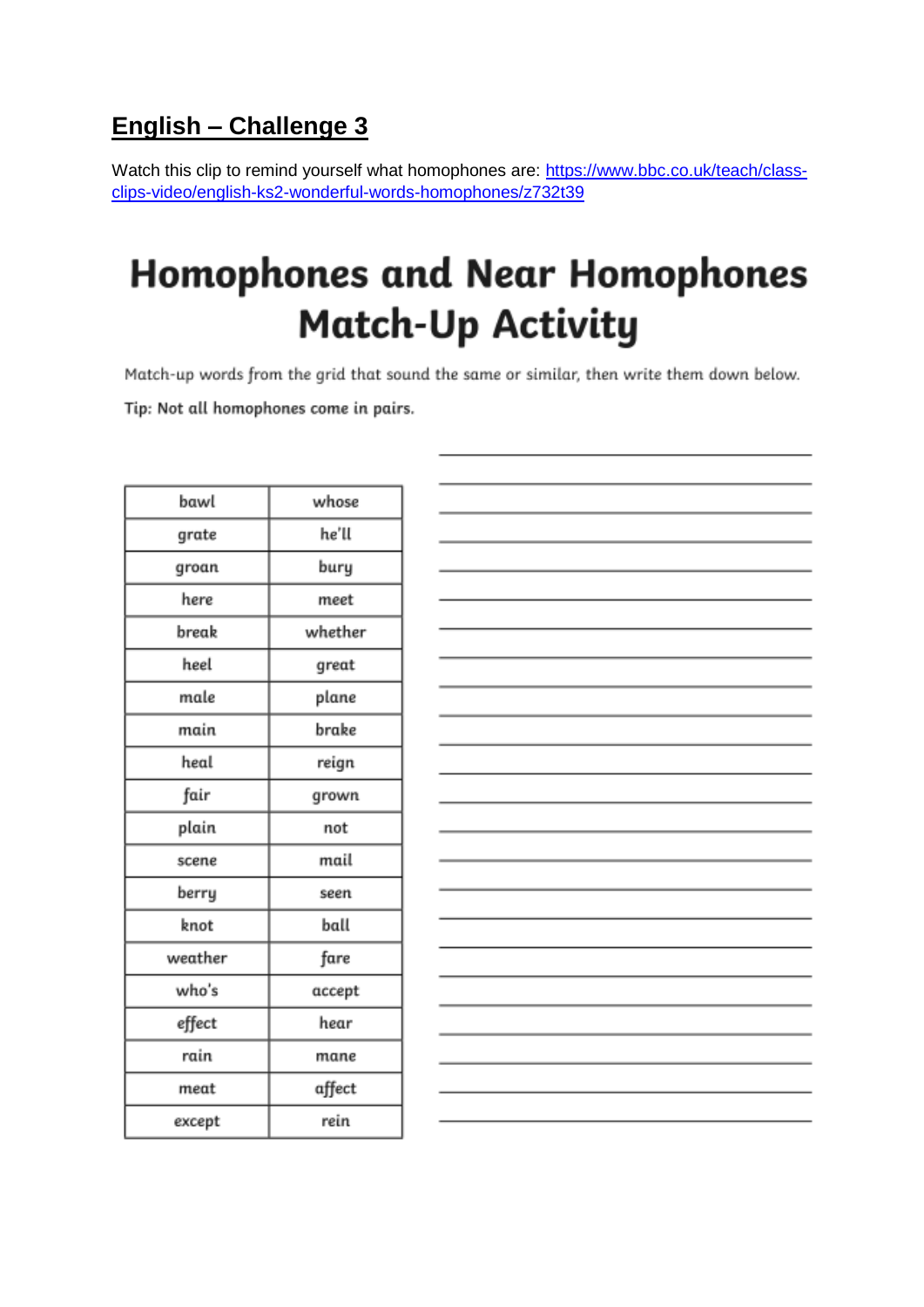## English – Challenge 3

Watch this clip to remind yourself what homophones are: [https://www.bbc.co.uk/teach/class-clips-video/english-ks2-wonderful-words-homophones/z732t39](https://www.bbc.co.uk/teach/class-clips-video/english-ks2-wonderful-words-homophones/z732t39)

# Homophones and Near Homophones Match-Up Activity

Match-up words from the grid that sound the same or similar, then write them down below.

**Tip: Not all homophones come in pairs.**

| | |
|---|---|
| bawl | whose |
| grate | he'll |
| groan | bury |
| here | meet |
| break | whether |
| heel | great |
| male | plane |
| main | brake |
| heal | reign |
| fair | grown |
| plain | not |
| scene | mail |
| berry | seen |
| knot | ball |
| weather | fare |
| who's | accept |
| effect | hear |
| rain | mane |
| meat | affect |
| except | rein |

___________________________________

___________________________________

___________________________________

___________________________________

___________________________________

___________________________________

___________________________________

___________________________________

___________________________________

___________________________________

___________________________________

___________________________________

___________________________________

___________________________________

___________________________________

___________________________________

___________________________________

___________________________________

___________________________________

___________________________________

___________________________________

___________________________________

___________________________________

___________________________________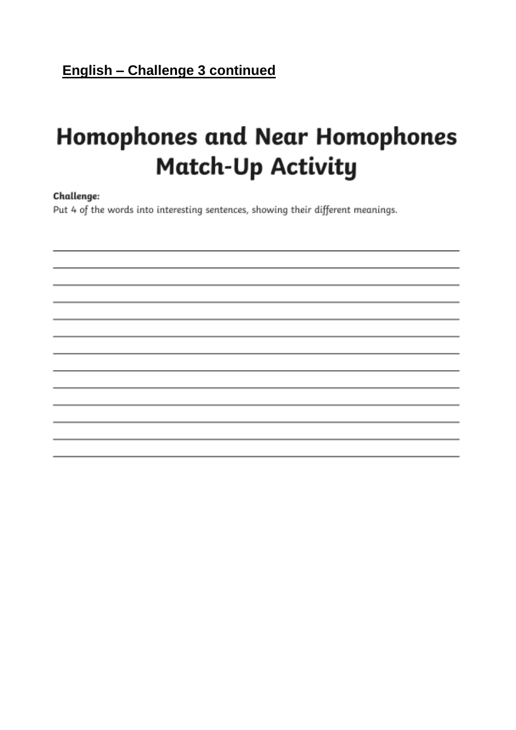**English – Challenge 3 continued**

# Homophones and Near Homophones Match-Up Activity

**Challenge:**

Put 4 of the words into interesting sentences, showing their different meanings.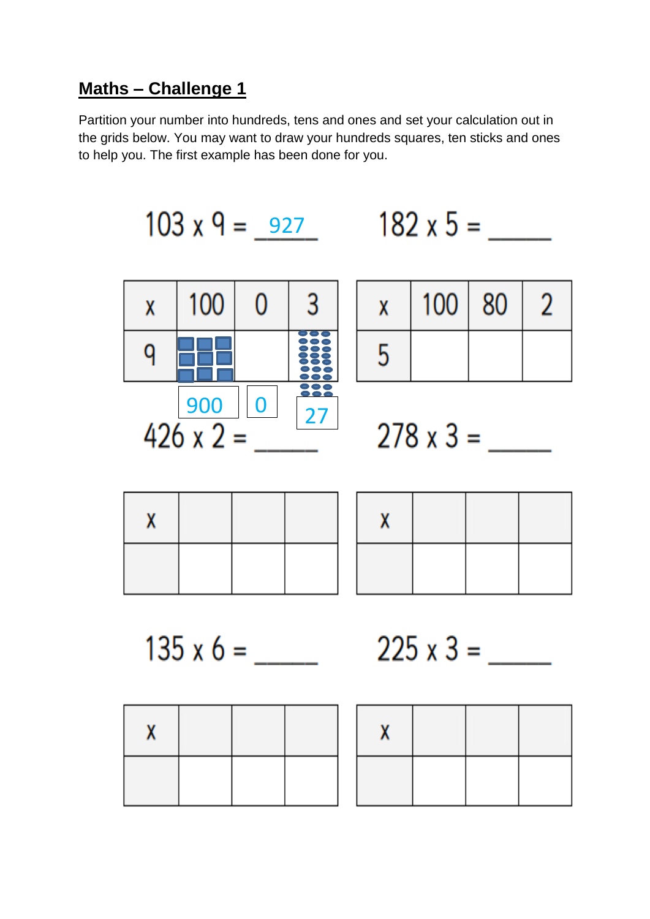## Maths – Challenge 1

Partition your number into hundreds, tens and ones and set your calculation out in the grids below. You may want to draw your hundreds squares, ten sticks and ones to help you. The first example has been done for you.

103 x 9 = 927

| x | 100 | 0 | 3 |
|---|---|---|---|
| 9 | 900 | 0 | 27 |

182 x 5 = _____

| x | 100 | 80 | 2 |
|---|---|---|---|
| 5 | | | |

426 x 2 = _____

| x | | | |
|---|---|---|---|
| | | | |

278 x 3 = _____

| x | | | |
|---|---|---|---|
| | | | |

135 x 6 = _____

| x | | | |
|---|---|---|---|
| | | | |

225 x 3 = _____

| x | | | |
|---|---|---|---|
| | | | |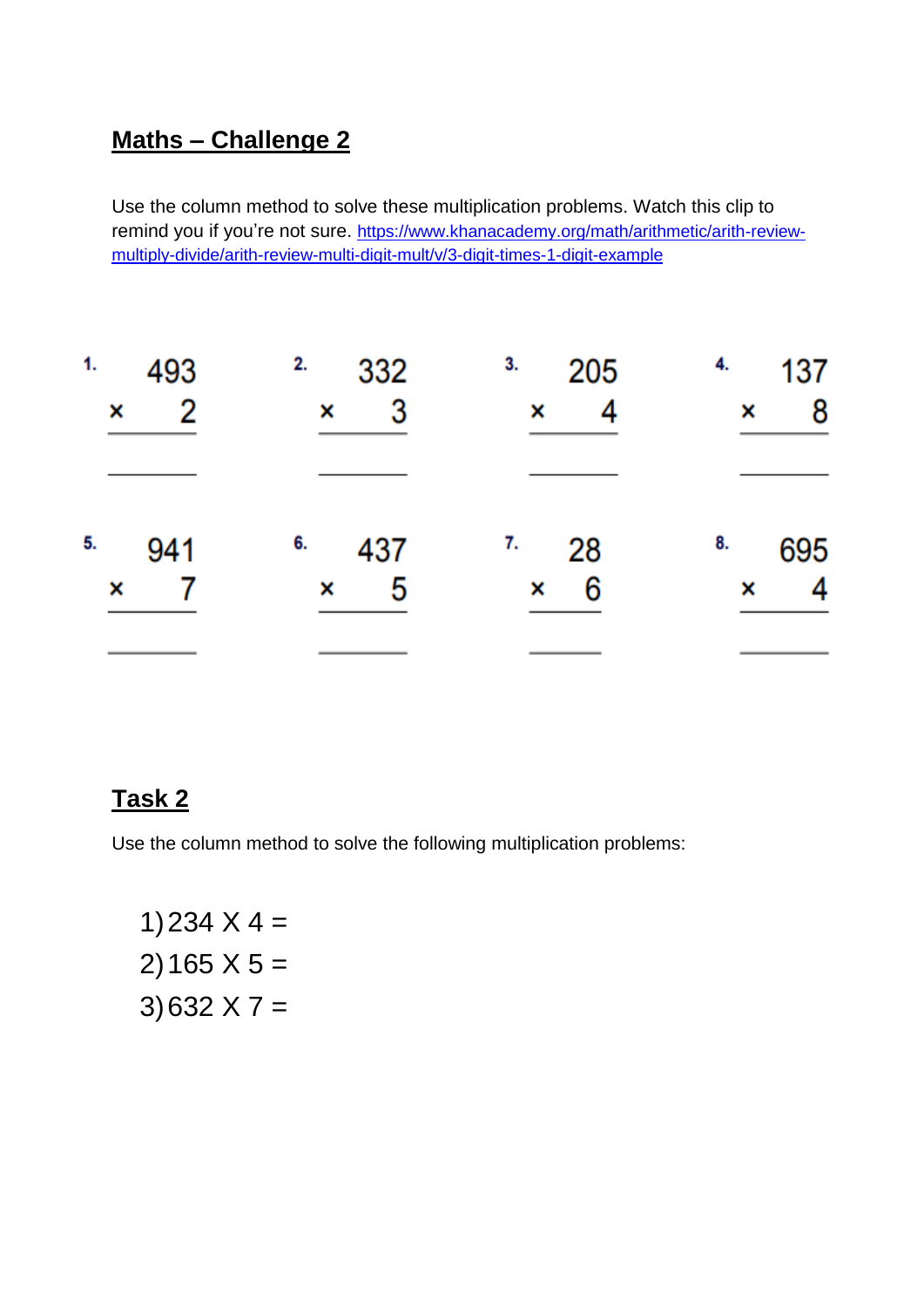## Maths – Challenge 2

Use the column method to solve these multiplication problems. Watch this clip to remind you if you're not sure. [https://www.khanacademy.org/math/arithmetic/arith-review-multiply-divide/arith-review-multi-digit-mult/v/3-digit-times-1-digit-example](https://www.khanacademy.org/math/arithmetic/arith-review-multiply-divide/arith-review-multi-digit-mult/v/3-digit-times-1-digit-example)

1. $493 \times 2$ = ______

2. $332 \times 3$ = ______

3. $205 \times 4$ = ______

4. $137 \times 8$ = ______

5. $941 \times 7$ = ______

6. $437 \times 5$ = ______

7. $28 \times 6$ = ______

8. $695 \times 4$ = ______

## Task 2

Use the column method to solve the following multiplication problems:

1) 234 X 4 =
2) 165 X 5 =
3) 632 X 7 =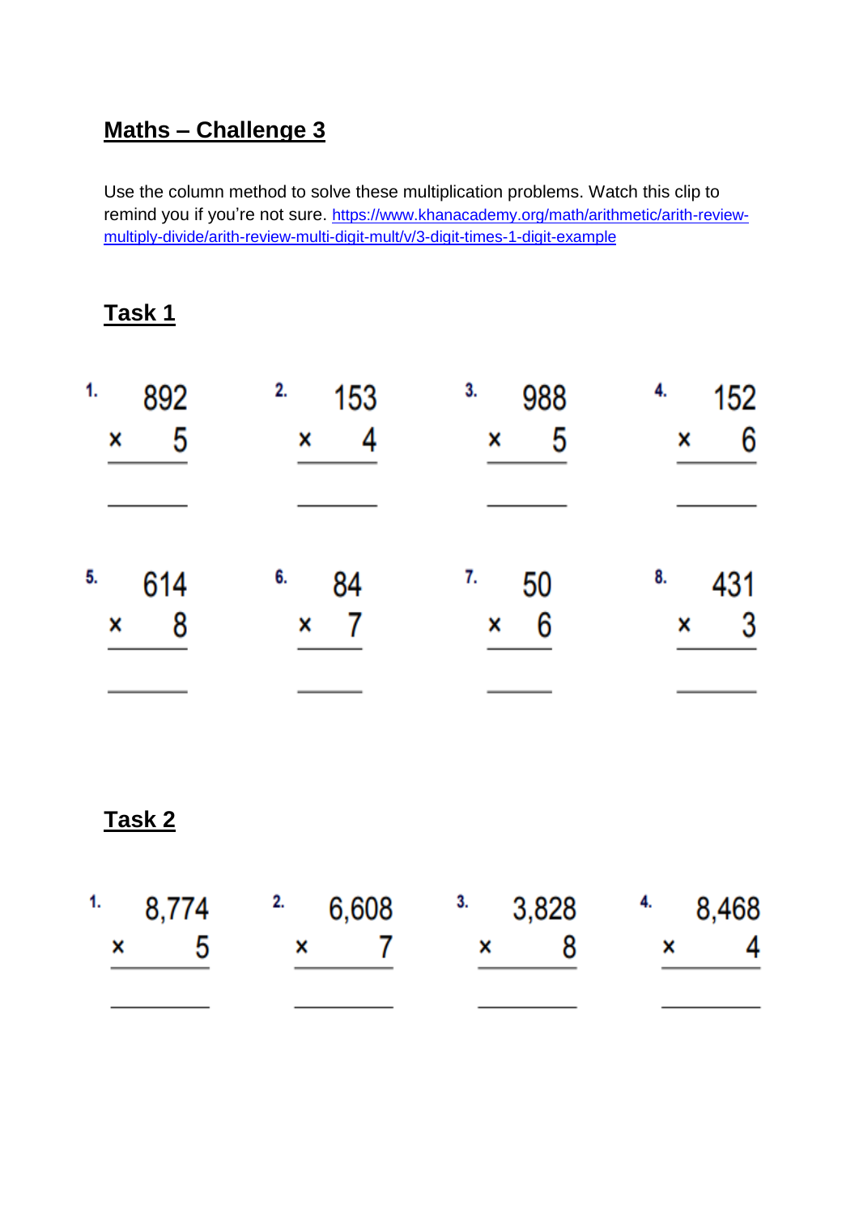## Maths – Challenge 3

Use the column method to solve these multiplication problems. Watch this clip to remind you if you're not sure. https://www.khanacademy.org/math/arithmetic/arith-review-multiply-divide/arith-review-multi-digit-mult/v/3-digit-times-1-digit-example

## Task 1

1. $892 \times 5 =$ ______

2. $153 \times 4 =$ ______

3. $988 \times 5 =$ ______

4. $152 \times 6 =$ ______

5. $614 \times 8 =$ ______

6. $84 \times 7 =$ ______

7. $50 \times 6 =$ ______

8. $431 \times 3 =$ ______

## Task 2

1. $8{,}774 \times 5 =$ ______

2. $6{,}608 \times 7 =$ ______

3. $3{,}828 \times 8 =$ ______

4. $8{,}468 \times 4 =$ ______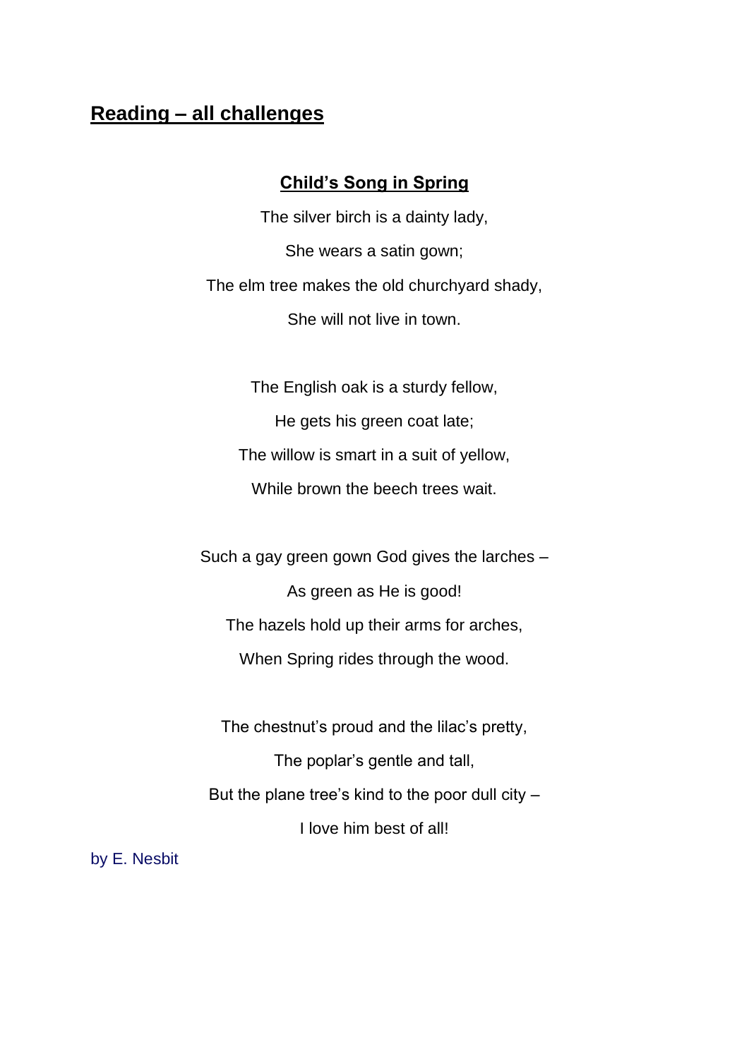## Reading – all challenges

### Child's Song in Spring

The silver birch is a dainty lady,

She wears a satin gown;

The elm tree makes the old churchyard shady,

She will not live in town.

The English oak is a sturdy fellow,

He gets his green coat late;

The willow is smart in a suit of yellow,

While brown the beech trees wait.

Such a gay green gown God gives the larches –

As green as He is good!

The hazels hold up their arms for arches,

When Spring rides through the wood.

The chestnut's proud and the lilac's pretty,

The poplar's gentle and tall,

But the plane tree's kind to the poor dull city –

I love him best of all!

by E. Nesbit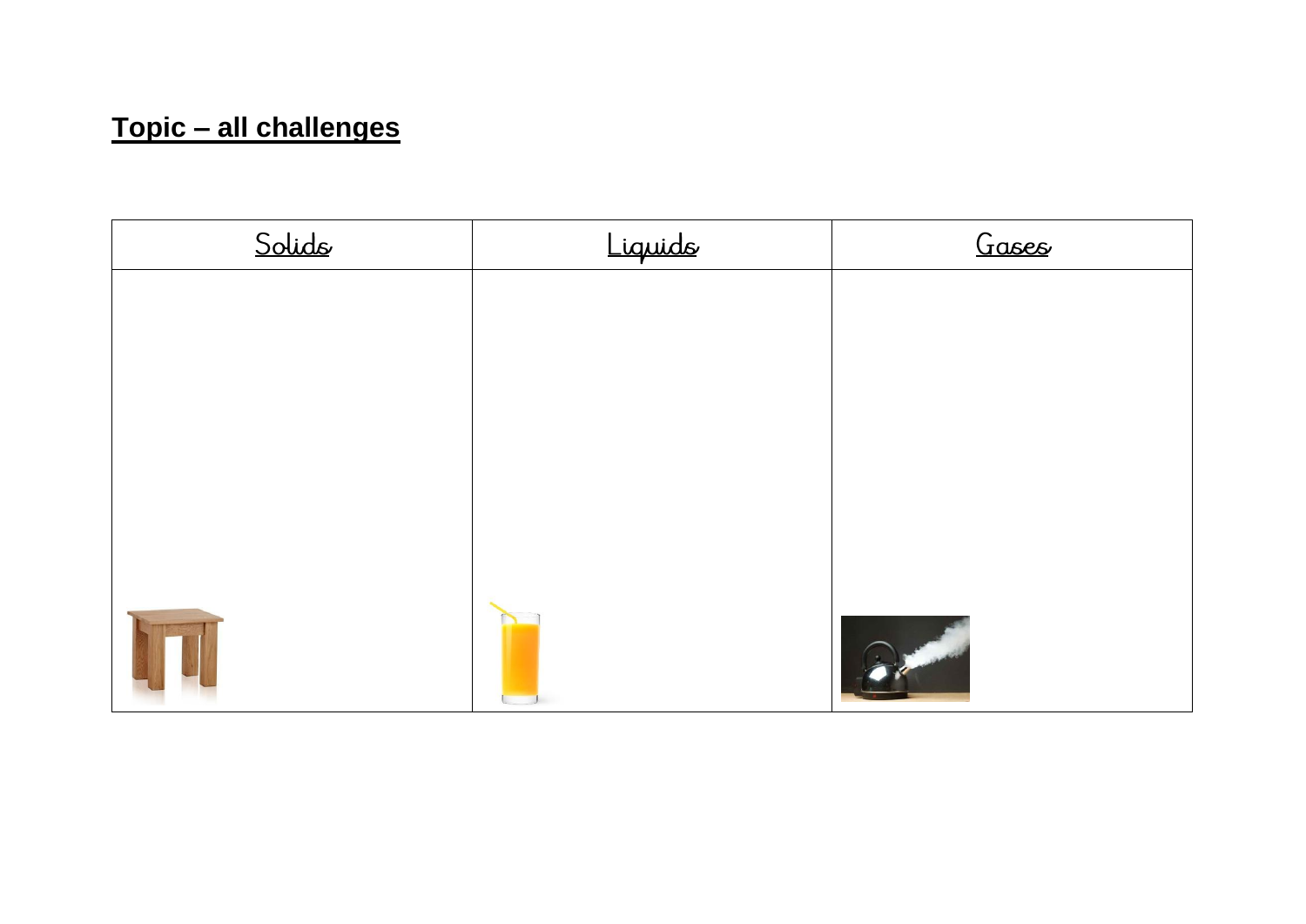## Topic – all challenges

| Solids | Liquids | Gases |
| --- | --- | --- |
| | | |